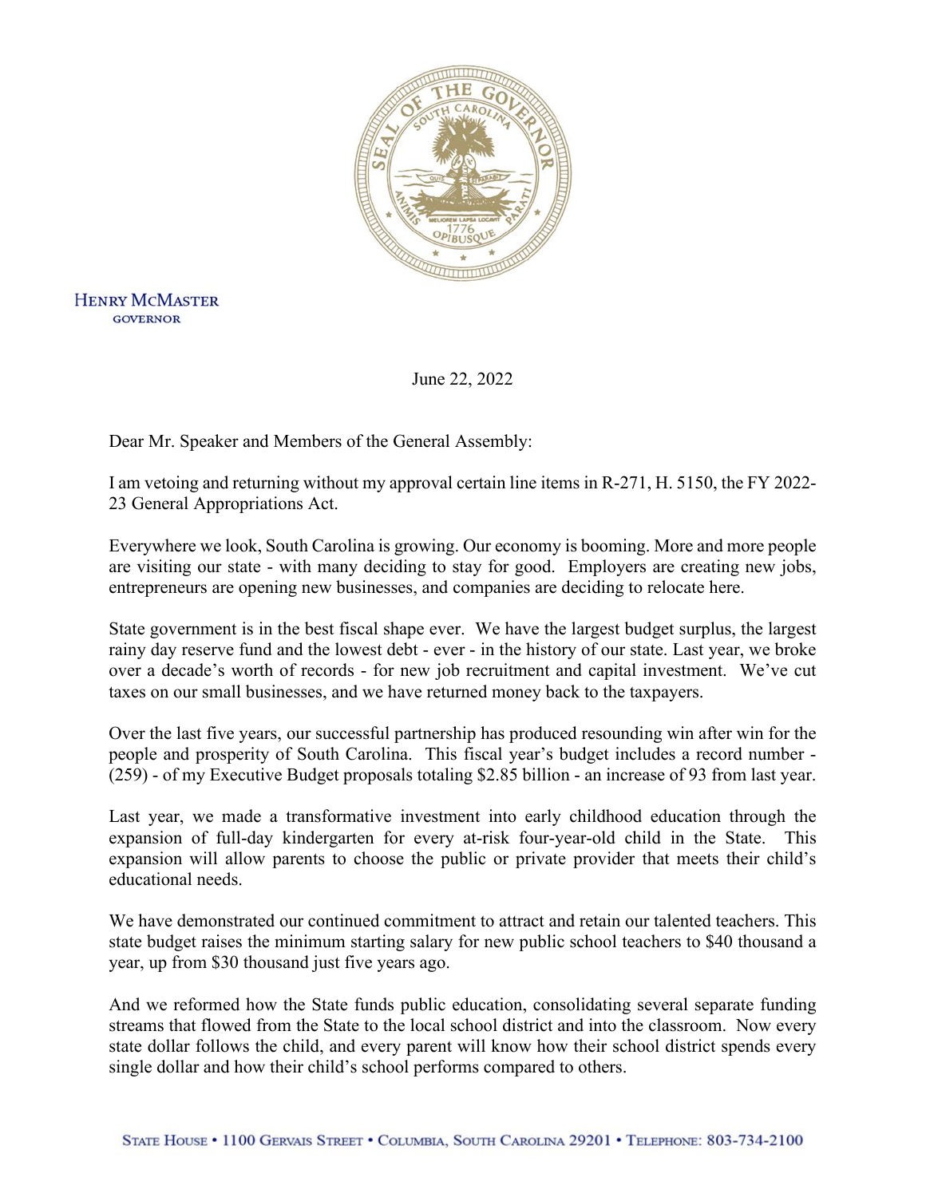HENRY MCMASTER
GOVERNOR

June 22, 2022

Dear Mr. Speaker and Members of the General Assembly:

I am vetoing and returning without my approval certain line items in R-271, H. 5150, the FY 2022-23 General Appropriations Act.

Everywhere we look, South Carolina is growing. Our economy is booming. More and more people are visiting our state - with many deciding to stay for good. Employers are creating new jobs, entrepreneurs are opening new businesses, and companies are deciding to relocate here.

State government is in the best fiscal shape ever. We have the largest budget surplus, the largest rainy day reserve fund and the lowest debt - ever - in the history of our state. Last year, we broke over a decade's worth of records - for new job recruitment and capital investment. We've cut taxes on our small businesses, and we have returned money back to the taxpayers.

Over the last five years, our successful partnership has produced resounding win after win for the people and prosperity of South Carolina. This fiscal year's budget includes a record number - (259) - of my Executive Budget proposals totaling $2.85 billion - an increase of 93 from last year.

Last year, we made a transformative investment into early childhood education through the expansion of full-day kindergarten for every at-risk four-year-old child in the State. This expansion will allow parents to choose the public or private provider that meets their child's educational needs.

We have demonstrated our continued commitment to attract and retain our talented teachers. This state budget raises the minimum starting salary for new public school teachers to $40 thousand a year, up from $30 thousand just five years ago.

And we reformed how the State funds public education, consolidating several separate funding streams that flowed from the State to the local school district and into the classroom. Now every state dollar follows the child, and every parent will know how their school district spends every single dollar and how their child's school performs compared to others.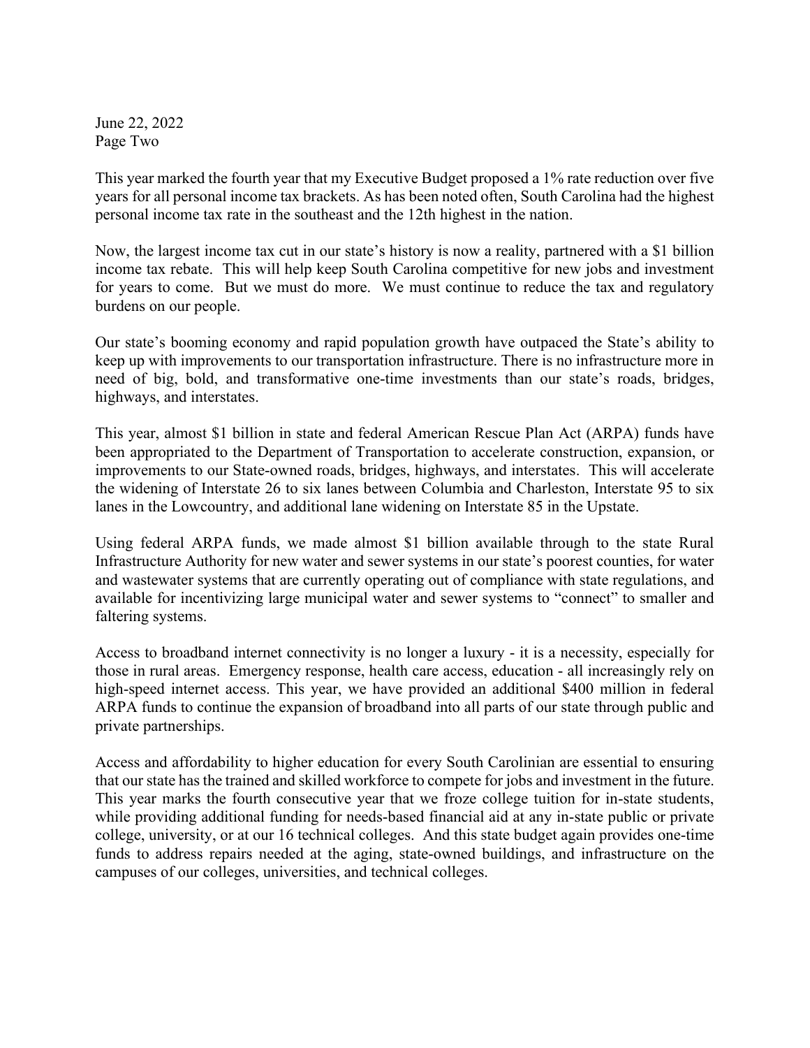This year marked the fourth year that my Executive Budget proposed a 1% rate reduction over five years for all personal income tax brackets. As has been noted often, South Carolina had the highest personal income tax rate in the southeast and the 12th highest in the nation.

Now, the largest income tax cut in our state's history is now a reality, partnered with a $1 billion income tax rebate. This will help keep South Carolina competitive for new jobs and investment for years to come. But we must do more. We must continue to reduce the tax and regulatory burdens on our people.

Our state's booming economy and rapid population growth have outpaced the State's ability to keep up with improvements to our transportation infrastructure. There is no infrastructure more in need of big, bold, and transformative one-time investments than our state's roads, bridges, highways, and interstates.

This year, almost $1 billion in state and federal American Rescue Plan Act (ARPA) funds have been appropriated to the Department of Transportation to accelerate construction, expansion, or improvements to our State-owned roads, bridges, highways, and interstates. This will accelerate the widening of Interstate 26 to six lanes between Columbia and Charleston, Interstate 95 to six lanes in the Lowcountry, and additional lane widening on Interstate 85 in the Upstate.

Using federal ARPA funds, we made almost $1 billion available through to the state Rural Infrastructure Authority for new water and sewer systems in our state's poorest counties, for water and wastewater systems that are currently operating out of compliance with state regulations, and available for incentivizing large municipal water and sewer systems to "connect" to smaller and faltering systems.

Access to broadband internet connectivity is no longer a luxury - it is a necessity, especially for those in rural areas. Emergency response, health care access, education - all increasingly rely on high-speed internet access. This year, we have provided an additional $400 million in federal ARPA funds to continue the expansion of broadband into all parts of our state through public and private partnerships.

Access and affordability to higher education for every South Carolinian are essential to ensuring that our state has the trained and skilled workforce to compete for jobs and investment in the future. This year marks the fourth consecutive year that we froze college tuition for in-state students, while providing additional funding for needs-based financial aid at any in-state public or private college, university, or at our 16 technical colleges. And this state budget again provides one-time funds to address repairs needed at the aging, state-owned buildings, and infrastructure on the campuses of our colleges, universities, and technical colleges.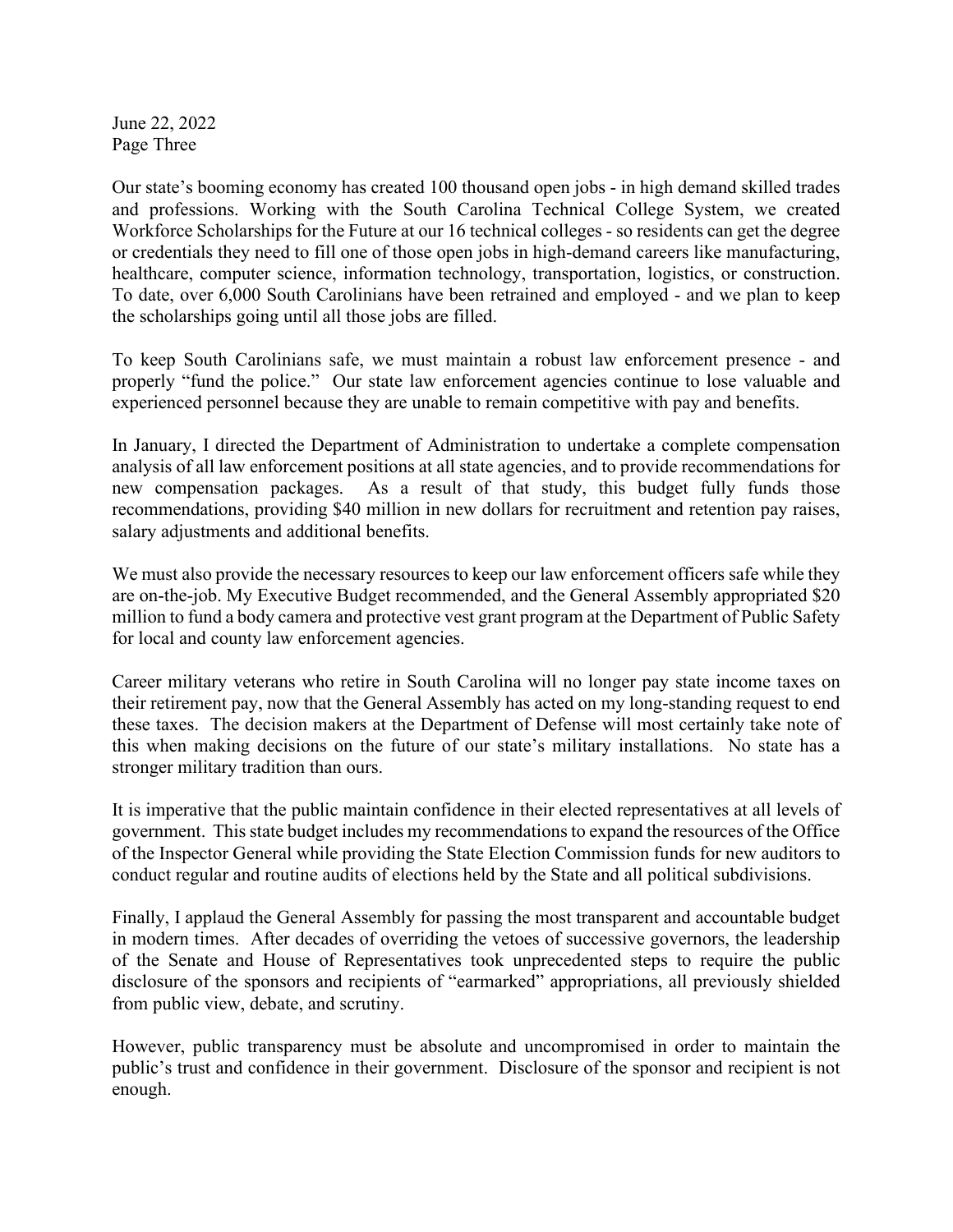Our state's booming economy has created 100 thousand open jobs - in high demand skilled trades and professions. Working with the South Carolina Technical College System, we created Workforce Scholarships for the Future at our 16 technical colleges - so residents can get the degree or credentials they need to fill one of those open jobs in high-demand careers like manufacturing, healthcare, computer science, information technology, transportation, logistics, or construction. To date, over 6,000 South Carolinians have been retrained and employed - and we plan to keep the scholarships going until all those jobs are filled.

To keep South Carolinians safe, we must maintain a robust law enforcement presence - and properly "fund the police." Our state law enforcement agencies continue to lose valuable and experienced personnel because they are unable to remain competitive with pay and benefits.

In January, I directed the Department of Administration to undertake a complete compensation analysis of all law enforcement positions at all state agencies, and to provide recommendations for new compensation packages. As a result of that study, this budget fully funds those recommendations, providing $40 million in new dollars for recruitment and retention pay raises, salary adjustments and additional benefits.

We must also provide the necessary resources to keep our law enforcement officers safe while they are on-the-job. My Executive Budget recommended, and the General Assembly appropriated $20 million to fund a body camera and protective vest grant program at the Department of Public Safety for local and county law enforcement agencies.

Career military veterans who retire in South Carolina will no longer pay state income taxes on their retirement pay, now that the General Assembly has acted on my long-standing request to end these taxes. The decision makers at the Department of Defense will most certainly take note of this when making decisions on the future of our state's military installations. No state has a stronger military tradition than ours.

It is imperative that the public maintain confidence in their elected representatives at all levels of government. This state budget includes my recommendations to expand the resources of the Office of the Inspector General while providing the State Election Commission funds for new auditors to conduct regular and routine audits of elections held by the State and all political subdivisions.

Finally, I applaud the General Assembly for passing the most transparent and accountable budget in modern times. After decades of overriding the vetoes of successive governors, the leadership of the Senate and House of Representatives took unprecedented steps to require the public disclosure of the sponsors and recipients of "earmarked" appropriations, all previously shielded from public view, debate, and scrutiny.

However, public transparency must be absolute and uncompromised in order to maintain the public's trust and confidence in their government. Disclosure of the sponsor and recipient is not enough.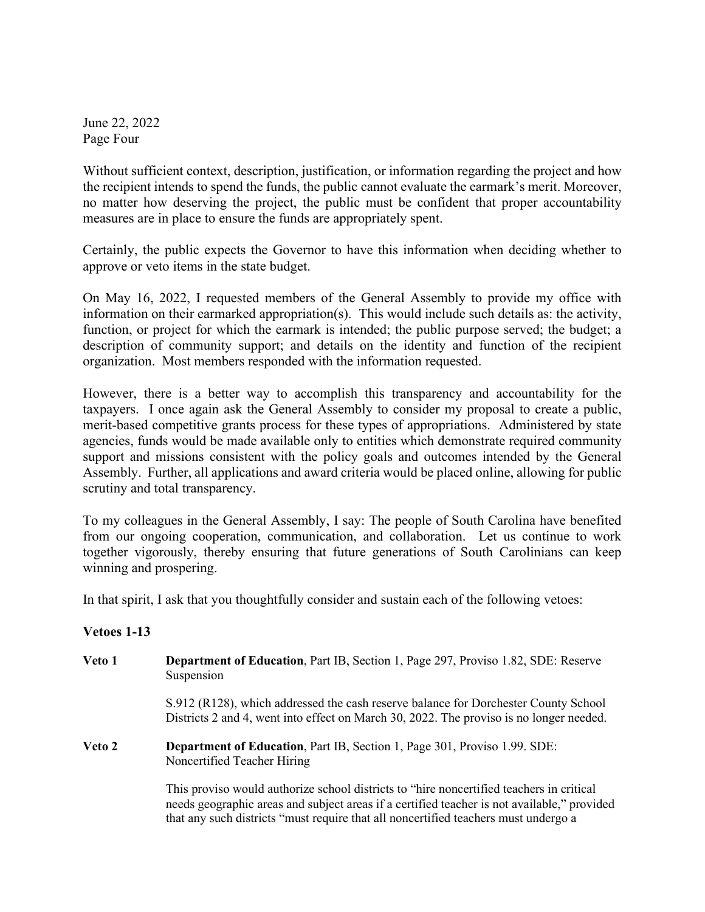Without sufficient context, description, justification, or information regarding the project and how the recipient intends to spend the funds, the public cannot evaluate the earmark's merit. Moreover, no matter how deserving the project, the public must be confident that proper accountability measures are in place to ensure the funds are appropriately spent.

Certainly, the public expects the Governor to have this information when deciding whether to approve or veto items in the state budget.

On May 16, 2022, I requested members of the General Assembly to provide my office with information on their earmarked appropriation(s). This would include such details as: the activity, function, or project for which the earmark is intended; the public purpose served; the budget; a description of community support; and details on the identity and function of the recipient organization. Most members responded with the information requested.

However, there is a better way to accomplish this transparency and accountability for the taxpayers. I once again ask the General Assembly to consider my proposal to create a public, merit-based competitive grants process for these types of appropriations. Administered by state agencies, funds would be made available only to entities which demonstrate required community support and missions consistent with the policy goals and outcomes intended by the General Assembly. Further, all applications and award criteria would be placed online, allowing for public scrutiny and total transparency.

To my colleagues in the General Assembly, I say: The people of South Carolina have benefited from our ongoing cooperation, communication, and collaboration. Let us continue to work together vigorously, thereby ensuring that future generations of South Carolinians can keep winning and prospering.

In that spirit, I ask that you thoughtfully consider and sustain each of the following vetoes:

**Vetoes 1-13**

**Veto 1** **Department of Education**, Part IB, Section 1, Page 297, Proviso 1.82, SDE: Reserve Suspension

S.912 (R128), which addressed the cash reserve balance for Dorchester County School Districts 2 and 4, went into effect on March 30, 2022. The proviso is no longer needed.

**Veto 2** **Department of Education**, Part IB, Section 1, Page 301, Proviso 1.99. SDE: Noncertified Teacher Hiring

This proviso would authorize school districts to "hire noncertified teachers in critical needs geographic areas and subject areas if a certified teacher is not available," provided that any such districts "must require that all noncertified teachers must undergo a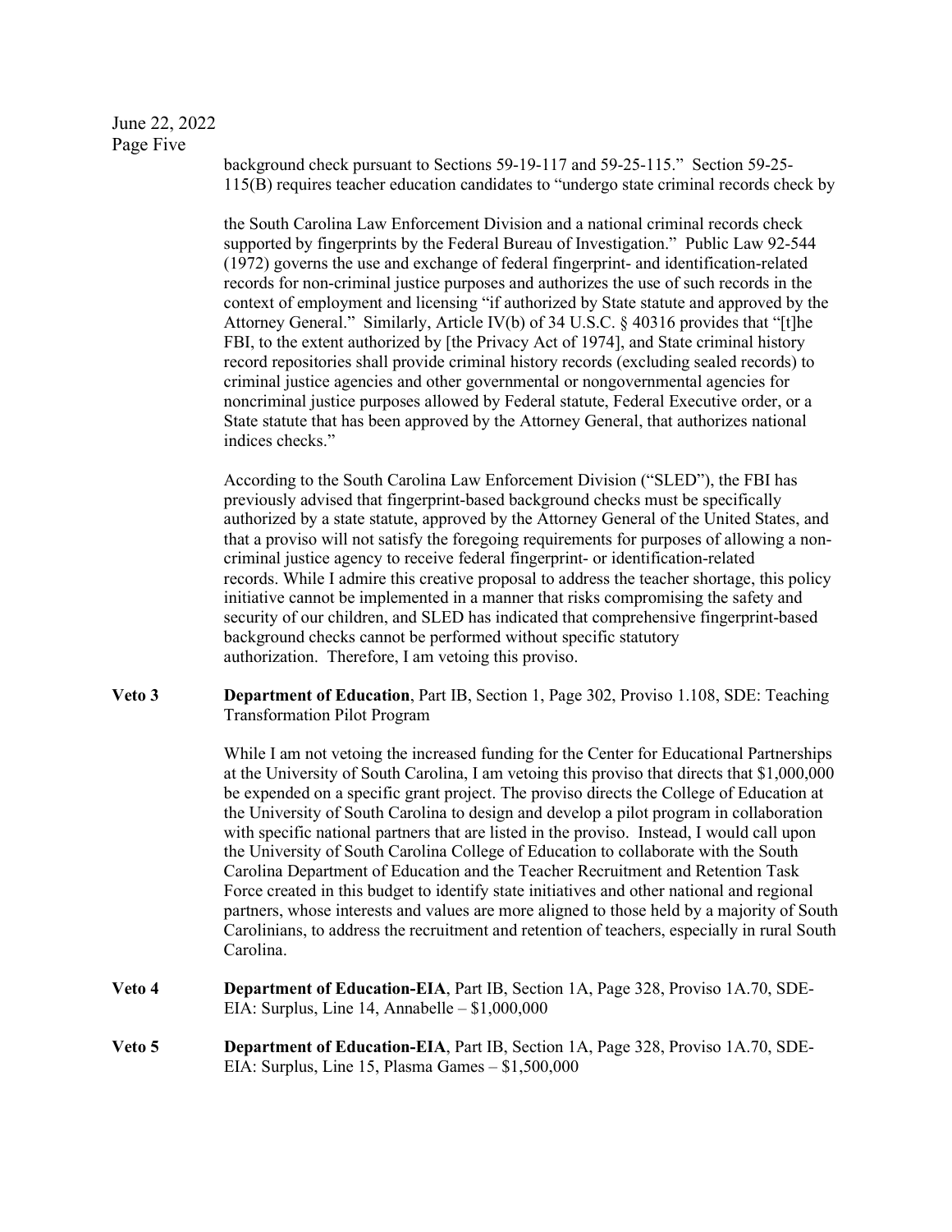background check pursuant to Sections 59-19-117 and 59-25-115." Section 59-25-115(B) requires teacher education candidates to "undergo state criminal records check by the South Carolina Law Enforcement Division and a national criminal records check supported by fingerprints by the Federal Bureau of Investigation." Public Law 92-544 (1972) governs the use and exchange of federal fingerprint- and identification-related records for non-criminal justice purposes and authorizes the use of such records in the context of employment and licensing "if authorized by State statute and approved by the Attorney General." Similarly, Article IV(b) of 34 U.S.C. § 40316 provides that "[t]he FBI, to the extent authorized by [the Privacy Act of 1974], and State criminal history record repositories shall provide criminal history records (excluding sealed records) to criminal justice agencies and other governmental or nongovernmental agencies for noncriminal justice purposes allowed by Federal statute, Federal Executive order, or a State statute that has been approved by the Attorney General, that authorizes national indices checks."

According to the South Carolina Law Enforcement Division ("SLED"), the FBI has previously advised that fingerprint-based background checks must be specifically authorized by a state statute, approved by the Attorney General of the United States, and that a proviso will not satisfy the foregoing requirements for purposes of allowing a non-criminal justice agency to receive federal fingerprint- or identification-related records. While I admire this creative proposal to address the teacher shortage, this policy initiative cannot be implemented in a manner that risks compromising the safety and security of our children, and SLED has indicated that comprehensive fingerprint-based background checks cannot be performed without specific statutory authorization. Therefore, I am vetoing this proviso.

**Veto 3** **Department of Education**, Part IB, Section 1, Page 302, Proviso 1.108, SDE: Teaching Transformation Pilot Program

While I am not vetoing the increased funding for the Center for Educational Partnerships at the University of South Carolina, I am vetoing this proviso that directs that $1,000,000 be expended on a specific grant project. The proviso directs the College of Education at the University of South Carolina to design and develop a pilot program in collaboration with specific national partners that are listed in the proviso. Instead, I would call upon the University of South Carolina College of Education to collaborate with the South Carolina Department of Education and the Teacher Recruitment and Retention Task Force created in this budget to identify state initiatives and other national and regional partners, whose interests and values are more aligned to those held by a majority of South Carolinians, to address the recruitment and retention of teachers, especially in rural South Carolina.

**Veto 4** **Department of Education-EIA**, Part IB, Section 1A, Page 328, Proviso 1A.70, SDE-EIA: Surplus, Line 14, Annabelle – $1,000,000

**Veto 5** **Department of Education-EIA**, Part IB, Section 1A, Page 328, Proviso 1A.70, SDE-EIA: Surplus, Line 15, Plasma Games – $1,500,000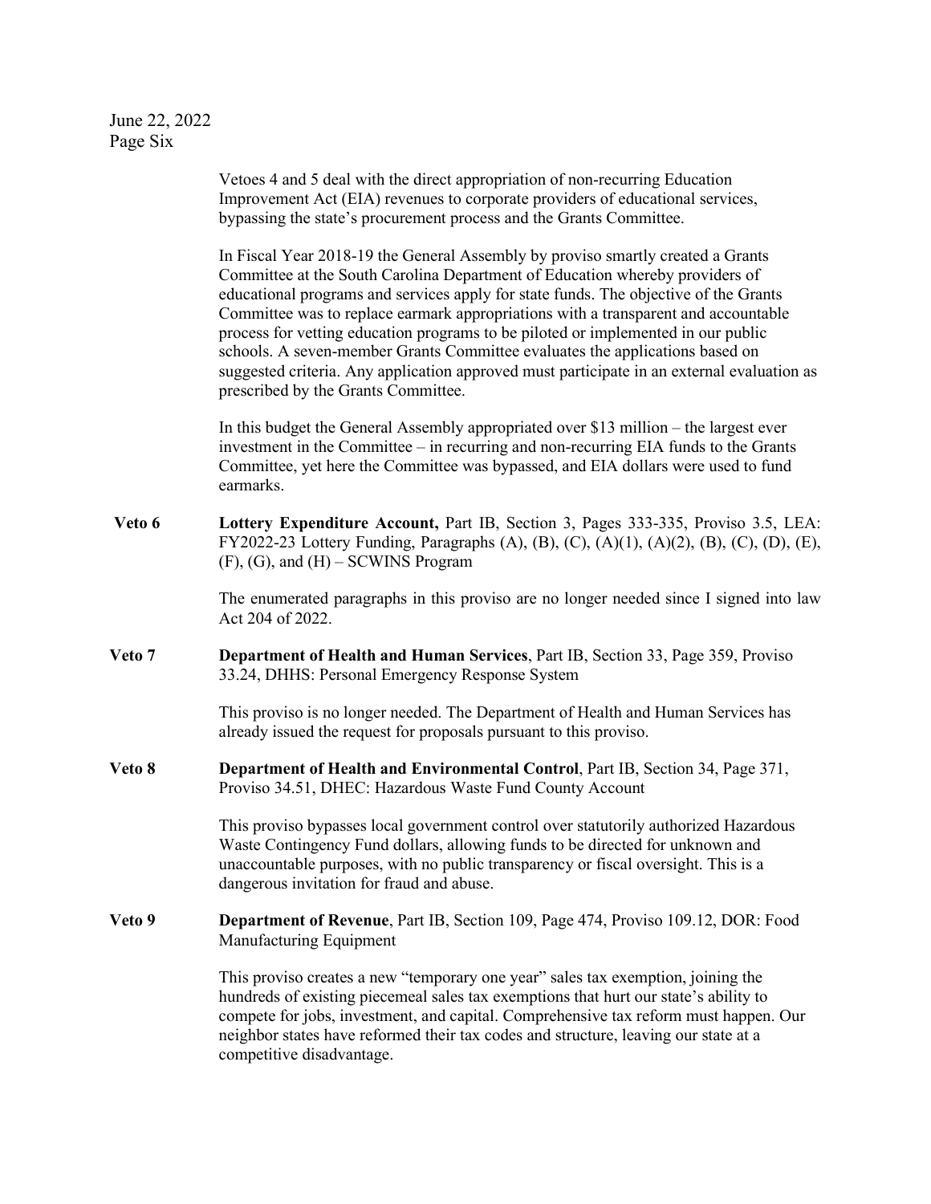Vetoes 4 and 5 deal with the direct appropriation of non-recurring Education Improvement Act (EIA) revenues to corporate providers of educational services, bypassing the state's procurement process and the Grants Committee.

In Fiscal Year 2018-19 the General Assembly by proviso smartly created a Grants Committee at the South Carolina Department of Education whereby providers of educational programs and services apply for state funds. The objective of the Grants Committee was to replace earmark appropriations with a transparent and accountable process for vetting education programs to be piloted or implemented in our public schools. A seven-member Grants Committee evaluates the applications based on suggested criteria. Any application approved must participate in an external evaluation as prescribed by the Grants Committee.

In this budget the General Assembly appropriated over $13 million – the largest ever investment in the Committee – in recurring and non-recurring EIA funds to the Grants Committee, yet here the Committee was bypassed, and EIA dollars were used to fund earmarks.

**Veto 6** **Lottery Expenditure Account,** Part IB, Section 3, Pages 333-335, Proviso 3.5, LEA: FY2022-23 Lottery Funding, Paragraphs (A), (B), (C), (A)(1), (A)(2), (B), (C), (D), (E), (F), (G), and (H) – SCWINS Program

The enumerated paragraphs in this proviso are no longer needed since I signed into law Act 204 of 2022.

**Veto 7** **Department of Health and Human Services**, Part IB, Section 33, Page 359, Proviso 33.24, DHHS: Personal Emergency Response System

This proviso is no longer needed. The Department of Health and Human Services has already issued the request for proposals pursuant to this proviso.

**Veto 8** **Department of Health and Environmental Control**, Part IB, Section 34, Page 371, Proviso 34.51, DHEC: Hazardous Waste Fund County Account

This proviso bypasses local government control over statutorily authorized Hazardous Waste Contingency Fund dollars, allowing funds to be directed for unknown and unaccountable purposes, with no public transparency or fiscal oversight. This is a dangerous invitation for fraud and abuse.

**Veto 9** **Department of Revenue**, Part IB, Section 109, Page 474, Proviso 109.12, DOR: Food Manufacturing Equipment

This proviso creates a new "temporary one year" sales tax exemption, joining the hundreds of existing piecemeal sales tax exemptions that hurt our state's ability to compete for jobs, investment, and capital. Comprehensive tax reform must happen. Our neighbor states have reformed their tax codes and structure, leaving our state at a competitive disadvantage.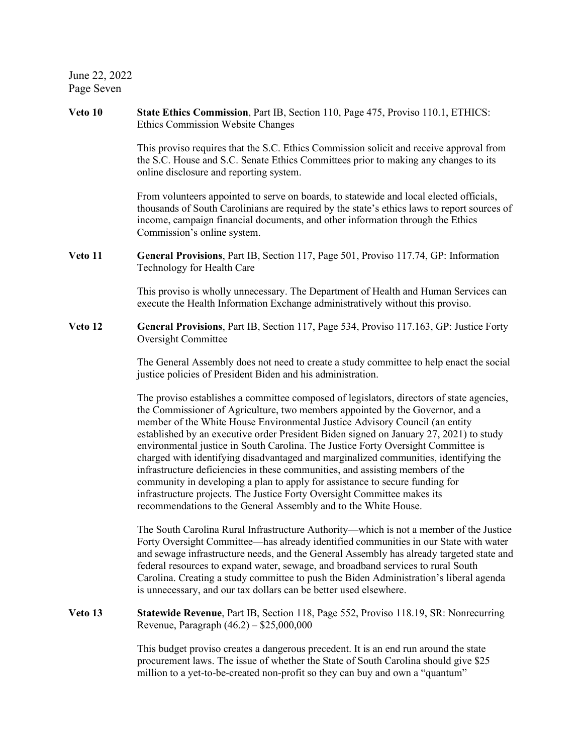June 22, 2022
Page Seven

**Veto 10** **State Ethics Commission**, Part IB, Section 110, Page 475, Proviso 110.1, ETHICS: Ethics Commission Website Changes

This proviso requires that the S.C. Ethics Commission solicit and receive approval from the S.C. House and S.C. Senate Ethics Committees prior to making any changes to its online disclosure and reporting system.

From volunteers appointed to serve on boards, to statewide and local elected officials, thousands of South Carolinians are required by the state's ethics laws to report sources of income, campaign financial documents, and other information through the Ethics Commission's online system.

**Veto 11** **General Provisions**, Part IB, Section 117, Page 501, Proviso 117.74, GP: Information Technology for Health Care

This proviso is wholly unnecessary. The Department of Health and Human Services can execute the Health Information Exchange administratively without this proviso.

**Veto 12** **General Provisions**, Part IB, Section 117, Page 534, Proviso 117.163, GP: Justice Forty Oversight Committee

The General Assembly does not need to create a study committee to help enact the social justice policies of President Biden and his administration.

The proviso establishes a committee composed of legislators, directors of state agencies, the Commissioner of Agriculture, two members appointed by the Governor, and a member of the White House Environmental Justice Advisory Council (an entity established by an executive order President Biden signed on January 27, 2021) to study environmental justice in South Carolina. The Justice Forty Oversight Committee is charged with identifying disadvantaged and marginalized communities, identifying the infrastructure deficiencies in these communities, and assisting members of the community in developing a plan to apply for assistance to secure funding for infrastructure projects. The Justice Forty Oversight Committee makes its recommendations to the General Assembly and to the White House.

The South Carolina Rural Infrastructure Authority—which is not a member of the Justice Forty Oversight Committee—has already identified communities in our State with water and sewage infrastructure needs, and the General Assembly has already targeted state and federal resources to expand water, sewage, and broadband services to rural South Carolina. Creating a study committee to push the Biden Administration's liberal agenda is unnecessary, and our tax dollars can be better used elsewhere.

**Veto 13** **Statewide Revenue**, Part IB, Section 118, Page 552, Proviso 118.19, SR: Nonrecurring Revenue, Paragraph (46.2) – $25,000,000

This budget proviso creates a dangerous precedent. It is an end run around the state procurement laws. The issue of whether the State of South Carolina should give $25 million to a yet-to-be-created non-profit so they can buy and own a "quantum"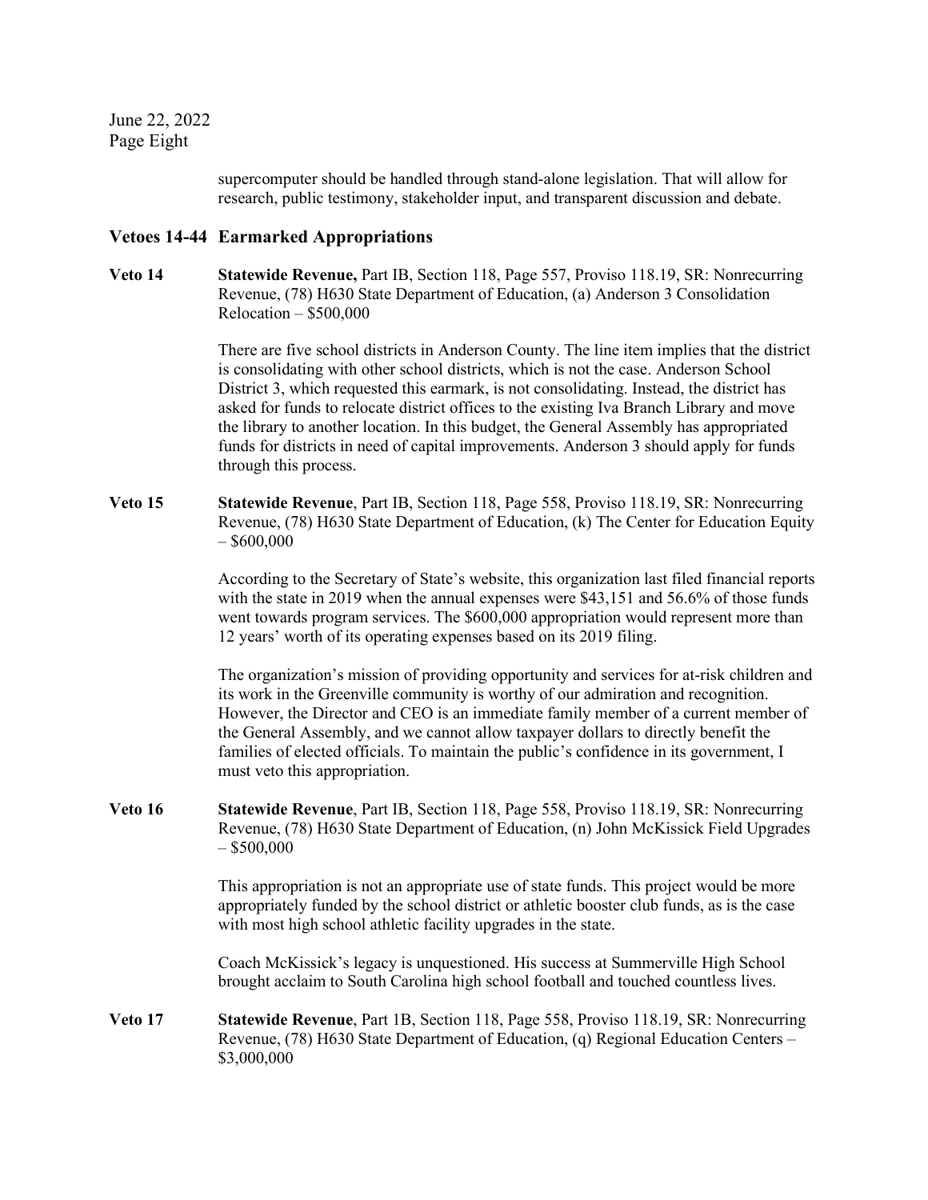supercomputer should be handled through stand-alone legislation. That will allow for research, public testimony, stakeholder input, and transparent discussion and debate.

## Vetoes 14-44 Earmarked Appropriations

**Veto 14** **Statewide Revenue,** Part IB, Section 118, Page 557, Proviso 118.19, SR: Nonrecurring Revenue, (78) H630 State Department of Education, (a) Anderson 3 Consolidation Relocation – $500,000

There are five school districts in Anderson County. The line item implies that the district is consolidating with other school districts, which is not the case. Anderson School District 3, which requested this earmark, is not consolidating. Instead, the district has asked for funds to relocate district offices to the existing Iva Branch Library and move the library to another location. In this budget, the General Assembly has appropriated funds for districts in need of capital improvements. Anderson 3 should apply for funds through this process.

**Veto 15** **Statewide Revenue**, Part IB, Section 118, Page 558, Proviso 118.19, SR: Nonrecurring Revenue, (78) H630 State Department of Education, (k) The Center for Education Equity – $600,000

According to the Secretary of State's website, this organization last filed financial reports with the state in 2019 when the annual expenses were $43,151 and 56.6% of those funds went towards program services. The $600,000 appropriation would represent more than 12 years' worth of its operating expenses based on its 2019 filing.

The organization's mission of providing opportunity and services for at-risk children and its work in the Greenville community is worthy of our admiration and recognition. However, the Director and CEO is an immediate family member of a current member of the General Assembly, and we cannot allow taxpayer dollars to directly benefit the families of elected officials. To maintain the public's confidence in its government, I must veto this appropriation.

**Veto 16** **Statewide Revenue**, Part IB, Section 118, Page 558, Proviso 118.19, SR: Nonrecurring Revenue, (78) H630 State Department of Education, (n) John McKissick Field Upgrades – $500,000

This appropriation is not an appropriate use of state funds. This project would be more appropriately funded by the school district or athletic booster club funds, as is the case with most high school athletic facility upgrades in the state.

Coach McKissick's legacy is unquestioned. His success at Summerville High School brought acclaim to South Carolina high school football and touched countless lives.

**Veto 17** **Statewide Revenue**, Part 1B, Section 118, Page 558, Proviso 118.19, SR: Nonrecurring Revenue, (78) H630 State Department of Education, (q) Regional Education Centers – $3,000,000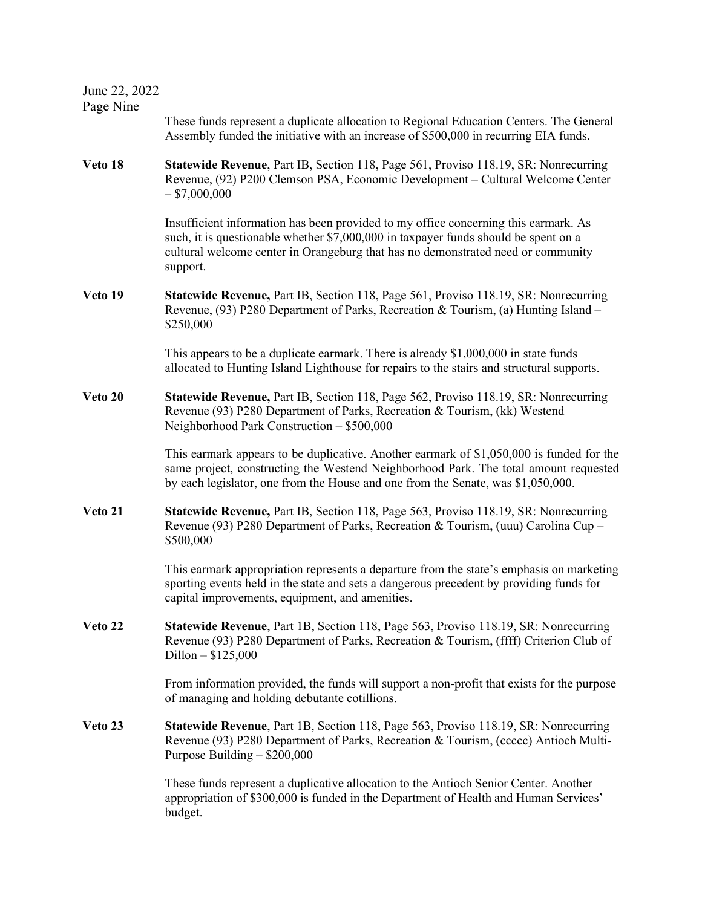These funds represent a duplicate allocation to Regional Education Centers. The General Assembly funded the initiative with an increase of $500,000 in recurring EIA funds.

**Veto 18** **Statewide Revenue**, Part IB, Section 118, Page 561, Proviso 118.19, SR: Nonrecurring Revenue, (92) P200 Clemson PSA, Economic Development – Cultural Welcome Center – $7,000,000

Insufficient information has been provided to my office concerning this earmark. As such, it is questionable whether $7,000,000 in taxpayer funds should be spent on a cultural welcome center in Orangeburg that has no demonstrated need or community support.

**Veto 19** **Statewide Revenue,** Part IB, Section 118, Page 561, Proviso 118.19, SR: Nonrecurring Revenue, (93) P280 Department of Parks, Recreation & Tourism, (a) Hunting Island – $250,000

This appears to be a duplicate earmark. There is already $1,000,000 in state funds allocated to Hunting Island Lighthouse for repairs to the stairs and structural supports.

**Veto 20** **Statewide Revenue,** Part IB, Section 118, Page 562, Proviso 118.19, SR: Nonrecurring Revenue (93) P280 Department of Parks, Recreation & Tourism, (kk) Westend Neighborhood Park Construction – $500,000

This earmark appears to be duplicative. Another earmark of $1,050,000 is funded for the same project, constructing the Westend Neighborhood Park. The total amount requested by each legislator, one from the House and one from the Senate, was $1,050,000.

**Veto 21** **Statewide Revenue,** Part IB, Section 118, Page 563, Proviso 118.19, SR: Nonrecurring Revenue (93) P280 Department of Parks, Recreation & Tourism, (uuu) Carolina Cup – $500,000

This earmark appropriation represents a departure from the state's emphasis on marketing sporting events held in the state and sets a dangerous precedent by providing funds for capital improvements, equipment, and amenities.

**Veto 22** **Statewide Revenue**, Part 1B, Section 118, Page 563, Proviso 118.19, SR: Nonrecurring Revenue (93) P280 Department of Parks, Recreation & Tourism, (ffff) Criterion Club of Dillon – $125,000

From information provided, the funds will support a non-profit that exists for the purpose of managing and holding debutante cotillions.

**Veto 23** **Statewide Revenue**, Part 1B, Section 118, Page 563, Proviso 118.19, SR: Nonrecurring Revenue (93) P280 Department of Parks, Recreation & Tourism, (ccccc) Antioch Multi-Purpose Building – $200,000

These funds represent a duplicative allocation to the Antioch Senior Center. Another appropriation of $300,000 is funded in the Department of Health and Human Services' budget.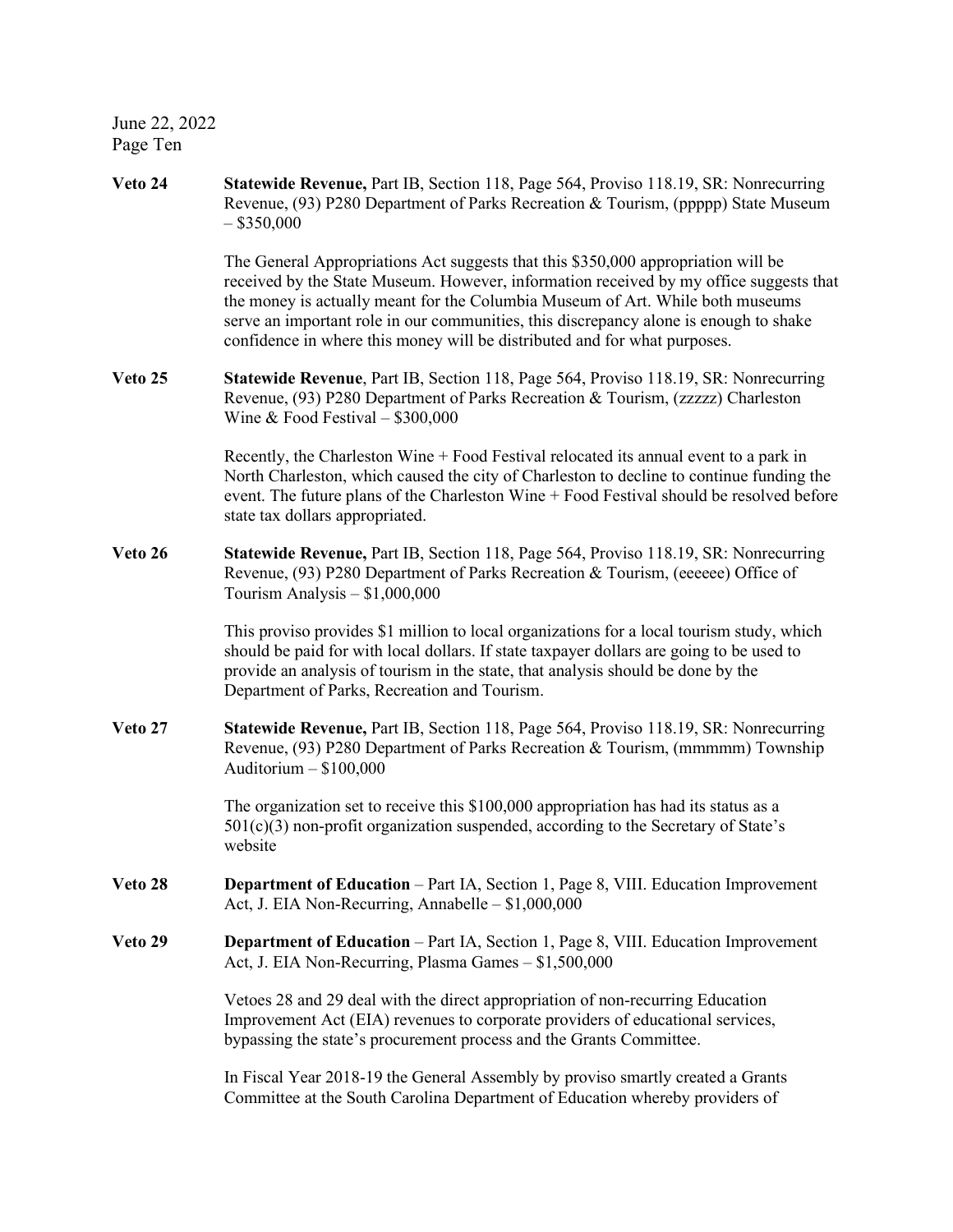June 22, 2022
Page Ten

**Veto 24** **Statewide Revenue,** Part IB, Section 118, Page 564, Proviso 118.19, SR: Nonrecurring Revenue, (93) P280 Department of Parks Recreation & Tourism, (ppppp) State Museum – $350,000

The General Appropriations Act suggests that this $350,000 appropriation will be received by the State Museum. However, information received by my office suggests that the money is actually meant for the Columbia Museum of Art. While both museums serve an important role in our communities, this discrepancy alone is enough to shake confidence in where this money will be distributed and for what purposes.

**Veto 25** **Statewide Revenue**, Part IB, Section 118, Page 564, Proviso 118.19, SR: Nonrecurring Revenue, (93) P280 Department of Parks Recreation & Tourism, (zzzzz) Charleston Wine & Food Festival – $300,000

Recently, the Charleston Wine + Food Festival relocated its annual event to a park in North Charleston, which caused the city of Charleston to decline to continue funding the event. The future plans of the Charleston Wine + Food Festival should be resolved before state tax dollars appropriated.

**Veto 26** **Statewide Revenue,** Part IB, Section 118, Page 564, Proviso 118.19, SR: Nonrecurring Revenue, (93) P280 Department of Parks Recreation & Tourism, (eeeeee) Office of Tourism Analysis – $1,000,000

This proviso provides $1 million to local organizations for a local tourism study, which should be paid for with local dollars. If state taxpayer dollars are going to be used to provide an analysis of tourism in the state, that analysis should be done by the Department of Parks, Recreation and Tourism.

**Veto 27** **Statewide Revenue,** Part IB, Section 118, Page 564, Proviso 118.19, SR: Nonrecurring Revenue, (93) P280 Department of Parks Recreation & Tourism, (mmmmm) Township Auditorium – $100,000

The organization set to receive this $100,000 appropriation has had its status as a 501(c)(3) non-profit organization suspended, according to the Secretary of State's website

**Veto 28** **Department of Education** – Part IA, Section 1, Page 8, VIII. Education Improvement Act, J. EIA Non-Recurring, Annabelle – $1,000,000

**Veto 29** **Department of Education** – Part IA, Section 1, Page 8, VIII. Education Improvement Act, J. EIA Non-Recurring, Plasma Games – $1,500,000

Vetoes 28 and 29 deal with the direct appropriation of non-recurring Education Improvement Act (EIA) revenues to corporate providers of educational services, bypassing the state's procurement process and the Grants Committee.

In Fiscal Year 2018-19 the General Assembly by proviso smartly created a Grants Committee at the South Carolina Department of Education whereby providers of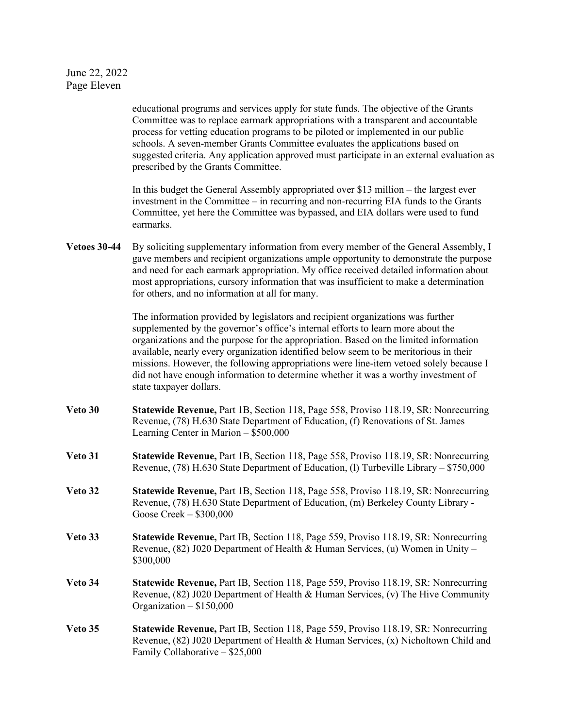educational programs and services apply for state funds. The objective of the Grants Committee was to replace earmark appropriations with a transparent and accountable process for vetting education programs to be piloted or implemented in our public schools. A seven-member Grants Committee evaluates the applications based on suggested criteria. Any application approved must participate in an external evaluation as prescribed by the Grants Committee.

In this budget the General Assembly appropriated over $13 million – the largest ever investment in the Committee – in recurring and non-recurring EIA funds to the Grants Committee, yet here the Committee was bypassed, and EIA dollars were used to fund earmarks.

**Vetoes 30-44** By soliciting supplementary information from every member of the General Assembly, I gave members and recipient organizations ample opportunity to demonstrate the purpose and need for each earmark appropriation. My office received detailed information about most appropriations, cursory information that was insufficient to make a determination for others, and no information at all for many.

The information provided by legislators and recipient organizations was further supplemented by the governor's office's internal efforts to learn more about the organizations and the purpose for the appropriation. Based on the limited information available, nearly every organization identified below seem to be meritorious in their missions. However, the following appropriations were line-item vetoed solely because I did not have enough information to determine whether it was a worthy investment of state taxpayer dollars.

**Veto 30** **Statewide Revenue,** Part 1B, Section 118, Page 558, Proviso 118.19, SR: Nonrecurring Revenue, (78) H.630 State Department of Education, (f) Renovations of St. James Learning Center in Marion – $500,000

**Veto 31** **Statewide Revenue,** Part 1B, Section 118, Page 558, Proviso 118.19, SR: Nonrecurring Revenue, (78) H.630 State Department of Education, (l) Turbeville Library – $750,000

**Veto 32** **Statewide Revenue,** Part 1B, Section 118, Page 558, Proviso 118.19, SR: Nonrecurring Revenue, (78) H.630 State Department of Education, (m) Berkeley County Library - Goose Creek – $300,000

**Veto 33** **Statewide Revenue,** Part IB, Section 118, Page 559, Proviso 118.19, SR: Nonrecurring Revenue, (82) J020 Department of Health & Human Services, (u) Women in Unity – $300,000

**Veto 34** **Statewide Revenue,** Part IB, Section 118, Page 559, Proviso 118.19, SR: Nonrecurring Revenue, (82) J020 Department of Health & Human Services, (v) The Hive Community Organization – $150,000

**Veto 35** **Statewide Revenue,** Part IB, Section 118, Page 559, Proviso 118.19, SR: Nonrecurring Revenue, (82) J020 Department of Health & Human Services, (x) Nicholtown Child and Family Collaborative – $25,000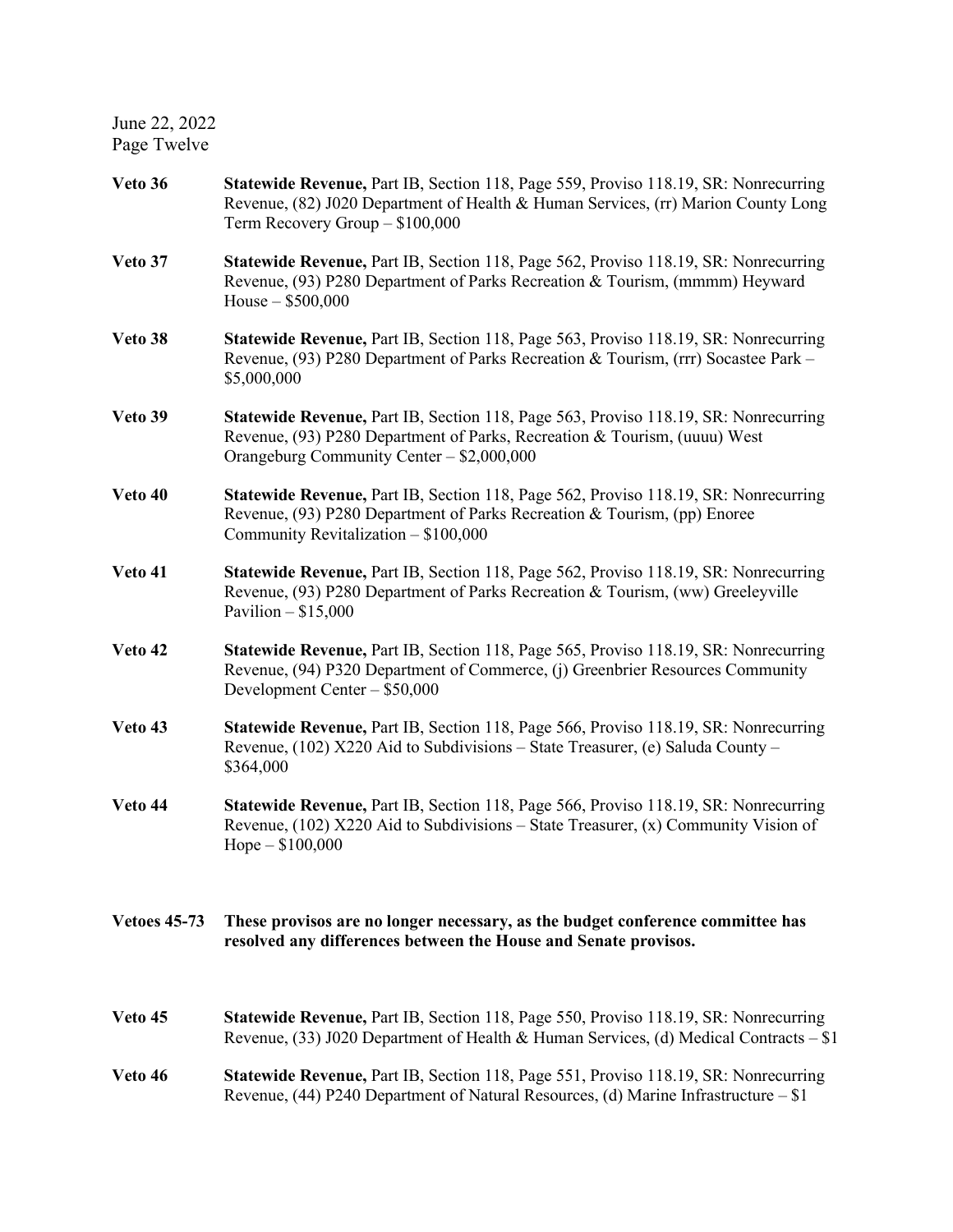**Veto 36** **Statewide Revenue,** Part IB, Section 118, Page 559, Proviso 118.19, SR: Nonrecurring Revenue, (82) J020 Department of Health & Human Services, (rr) Marion County Long Term Recovery Group – $100,000

**Veto 37** **Statewide Revenue,** Part IB, Section 118, Page 562, Proviso 118.19, SR: Nonrecurring Revenue, (93) P280 Department of Parks Recreation & Tourism, (mmmm) Heyward House – $500,000

**Veto 38** **Statewide Revenue,** Part IB, Section 118, Page 563, Proviso 118.19, SR: Nonrecurring Revenue, (93) P280 Department of Parks Recreation & Tourism, (rrr) Socastee Park – $5,000,000

**Veto 39** **Statewide Revenue,** Part IB, Section 118, Page 563, Proviso 118.19, SR: Nonrecurring Revenue, (93) P280 Department of Parks, Recreation & Tourism, (uuuu) West Orangeburg Community Center – $2,000,000

**Veto 40** **Statewide Revenue,** Part IB, Section 118, Page 562, Proviso 118.19, SR: Nonrecurring Revenue, (93) P280 Department of Parks Recreation & Tourism, (pp) Enoree Community Revitalization – $100,000

**Veto 41** **Statewide Revenue,** Part IB, Section 118, Page 562, Proviso 118.19, SR: Nonrecurring Revenue, (93) P280 Department of Parks Recreation & Tourism, (ww) Greeleyville Pavilion – $15,000

**Veto 42** **Statewide Revenue,** Part IB, Section 118, Page 565, Proviso 118.19, SR: Nonrecurring Revenue, (94) P320 Department of Commerce, (j) Greenbrier Resources Community Development Center – $50,000

**Veto 43** **Statewide Revenue,** Part IB, Section 118, Page 566, Proviso 118.19, SR: Nonrecurring Revenue, (102) X220 Aid to Subdivisions – State Treasurer, (e) Saluda County – $364,000

**Veto 44** **Statewide Revenue,** Part IB, Section 118, Page 566, Proviso 118.19, SR: Nonrecurring Revenue, (102) X220 Aid to Subdivisions – State Treasurer, (x) Community Vision of Hope – $100,000

**Vetoes 45-73** **These provisos are no longer necessary, as the budget conference committee has resolved any differences between the House and Senate provisos.**

**Veto 45** **Statewide Revenue,** Part IB, Section 118, Page 550, Proviso 118.19, SR: Nonrecurring Revenue, (33) J020 Department of Health & Human Services, (d) Medical Contracts – $1

**Veto 46** **Statewide Revenue,** Part IB, Section 118, Page 551, Proviso 118.19, SR: Nonrecurring Revenue, (44) P240 Department of Natural Resources, (d) Marine Infrastructure – $1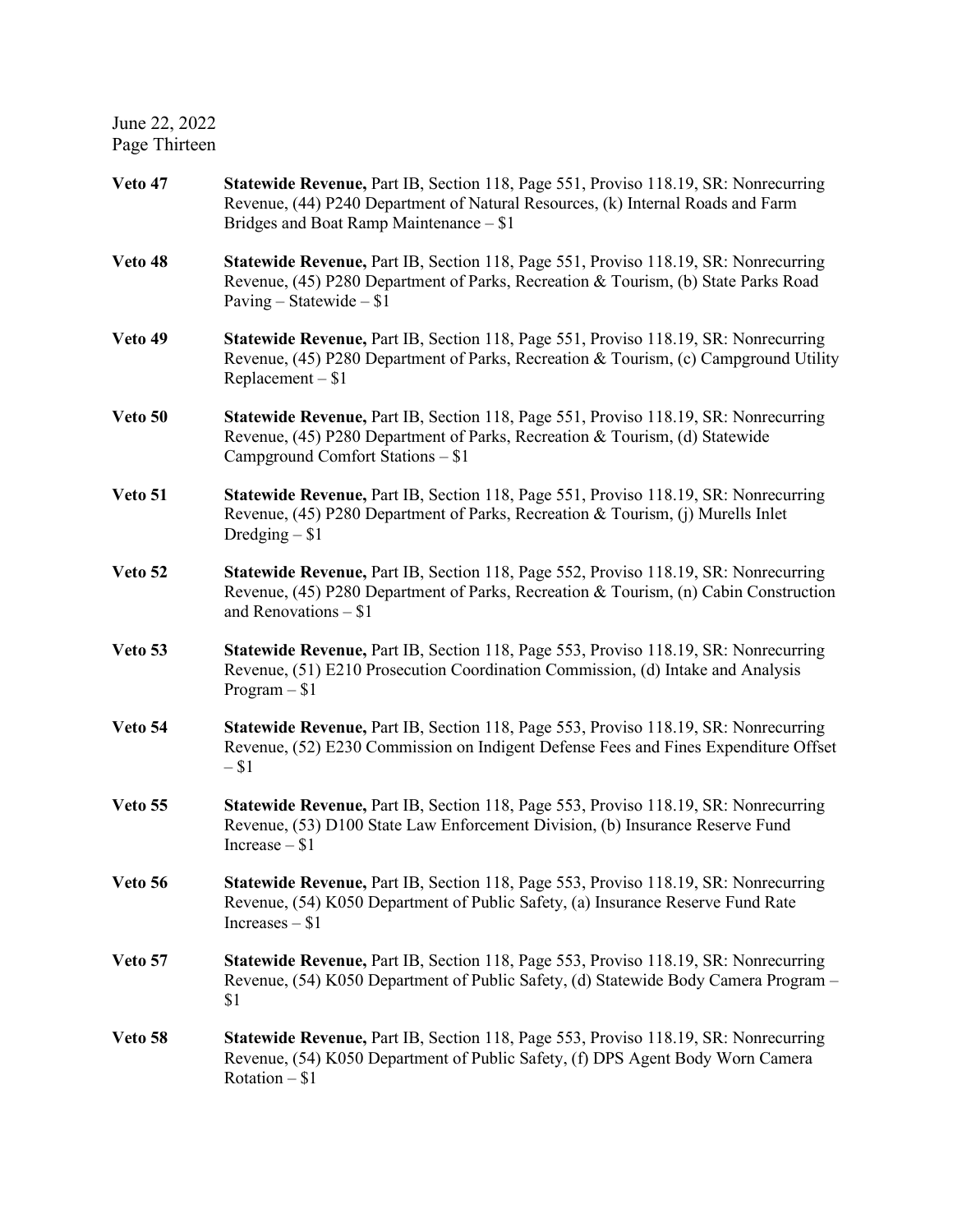June 22, 2022
Page Thirteen

**Veto 47** **Statewide Revenue,** Part IB, Section 118, Page 551, Proviso 118.19, SR: Nonrecurring Revenue, (44) P240 Department of Natural Resources, (k) Internal Roads and Farm Bridges and Boat Ramp Maintenance – $1

**Veto 48** **Statewide Revenue,** Part IB, Section 118, Page 551, Proviso 118.19, SR: Nonrecurring Revenue, (45) P280 Department of Parks, Recreation & Tourism, (b) State Parks Road Paving – Statewide – $1

**Veto 49** **Statewide Revenue,** Part IB, Section 118, Page 551, Proviso 118.19, SR: Nonrecurring Revenue, (45) P280 Department of Parks, Recreation & Tourism, (c) Campground Utility Replacement – $1

**Veto 50** **Statewide Revenue,** Part IB, Section 118, Page 551, Proviso 118.19, SR: Nonrecurring Revenue, (45) P280 Department of Parks, Recreation & Tourism, (d) Statewide Campground Comfort Stations – $1

**Veto 51** **Statewide Revenue,** Part IB, Section 118, Page 551, Proviso 118.19, SR: Nonrecurring Revenue, (45) P280 Department of Parks, Recreation & Tourism, (j) Murells Inlet Dredging – $1

**Veto 52** **Statewide Revenue,** Part IB, Section 118, Page 552, Proviso 118.19, SR: Nonrecurring Revenue, (45) P280 Department of Parks, Recreation & Tourism, (n) Cabin Construction and Renovations – $1

**Veto 53** **Statewide Revenue,** Part IB, Section 118, Page 553, Proviso 118.19, SR: Nonrecurring Revenue, (51) E210 Prosecution Coordination Commission, (d) Intake and Analysis Program – $1

**Veto 54** **Statewide Revenue,** Part IB, Section 118, Page 553, Proviso 118.19, SR: Nonrecurring Revenue, (52) E230 Commission on Indigent Defense Fees and Fines Expenditure Offset – $1

**Veto 55** **Statewide Revenue,** Part IB, Section 118, Page 553, Proviso 118.19, SR: Nonrecurring Revenue, (53) D100 State Law Enforcement Division, (b) Insurance Reserve Fund Increase – $1

**Veto 56** **Statewide Revenue,** Part IB, Section 118, Page 553, Proviso 118.19, SR: Nonrecurring Revenue, (54) K050 Department of Public Safety, (a) Insurance Reserve Fund Rate Increases – $1

**Veto 57** **Statewide Revenue,** Part IB, Section 118, Page 553, Proviso 118.19, SR: Nonrecurring Revenue, (54) K050 Department of Public Safety, (d) Statewide Body Camera Program – $1

**Veto 58** **Statewide Revenue,** Part IB, Section 118, Page 553, Proviso 118.19, SR: Nonrecurring Revenue, (54) K050 Department of Public Safety, (f) DPS Agent Body Worn Camera Rotation – $1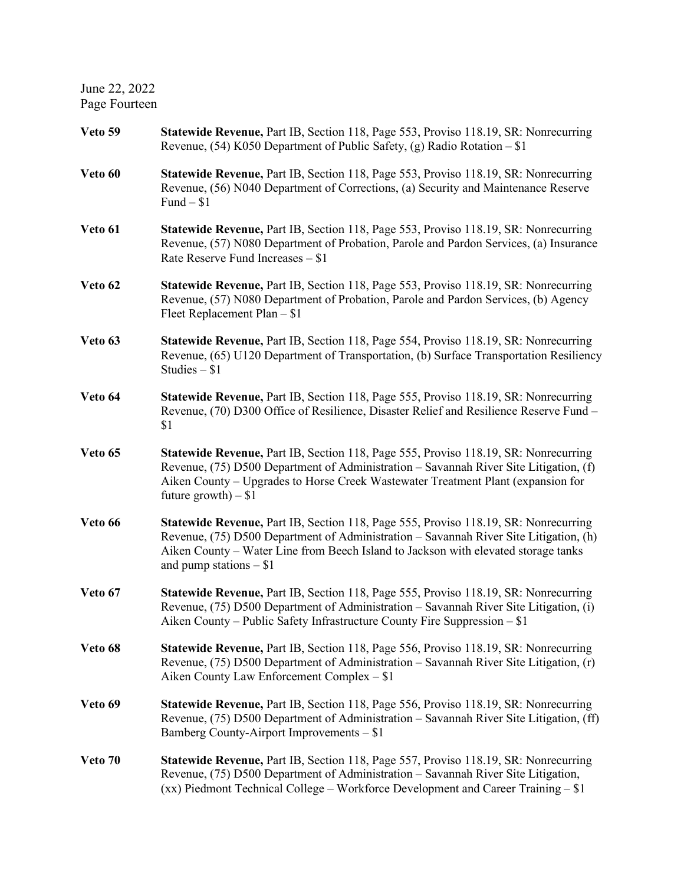June 22, 2022
Page Fourteen

**Veto 59** **Statewide Revenue,** Part IB, Section 118, Page 553, Proviso 118.19, SR: Nonrecurring Revenue, (54) K050 Department of Public Safety, (g) Radio Rotation – $1

**Veto 60** **Statewide Revenue,** Part IB, Section 118, Page 553, Proviso 118.19, SR: Nonrecurring Revenue, (56) N040 Department of Corrections, (a) Security and Maintenance Reserve Fund – $1

**Veto 61** **Statewide Revenue,** Part IB, Section 118, Page 553, Proviso 118.19, SR: Nonrecurring Revenue, (57) N080 Department of Probation, Parole and Pardon Services, (a) Insurance Rate Reserve Fund Increases – $1

**Veto 62** **Statewide Revenue,** Part IB, Section 118, Page 553, Proviso 118.19, SR: Nonrecurring Revenue, (57) N080 Department of Probation, Parole and Pardon Services, (b) Agency Fleet Replacement Plan – $1

**Veto 63** **Statewide Revenue,** Part IB, Section 118, Page 554, Proviso 118.19, SR: Nonrecurring Revenue, (65) U120 Department of Transportation, (b) Surface Transportation Resiliency Studies – $1

**Veto 64** **Statewide Revenue,** Part IB, Section 118, Page 555, Proviso 118.19, SR: Nonrecurring Revenue, (70) D300 Office of Resilience, Disaster Relief and Resilience Reserve Fund – $1

**Veto 65** **Statewide Revenue,** Part IB, Section 118, Page 555, Proviso 118.19, SR: Nonrecurring Revenue, (75) D500 Department of Administration – Savannah River Site Litigation, (f) Aiken County – Upgrades to Horse Creek Wastewater Treatment Plant (expansion for future growth) – $1

**Veto 66** **Statewide Revenue,** Part IB, Section 118, Page 555, Proviso 118.19, SR: Nonrecurring Revenue, (75) D500 Department of Administration – Savannah River Site Litigation, (h) Aiken County – Water Line from Beech Island to Jackson with elevated storage tanks and pump stations – $1

**Veto 67** **Statewide Revenue,** Part IB, Section 118, Page 555, Proviso 118.19, SR: Nonrecurring Revenue, (75) D500 Department of Administration – Savannah River Site Litigation, (i) Aiken County – Public Safety Infrastructure County Fire Suppression – $1

**Veto 68** **Statewide Revenue,** Part IB, Section 118, Page 556, Proviso 118.19, SR: Nonrecurring Revenue, (75) D500 Department of Administration – Savannah River Site Litigation, (r) Aiken County Law Enforcement Complex – $1

**Veto 69** **Statewide Revenue,** Part IB, Section 118, Page 556, Proviso 118.19, SR: Nonrecurring Revenue, (75) D500 Department of Administration – Savannah River Site Litigation, (ff) Bamberg County-Airport Improvements – $1

**Veto 70** **Statewide Revenue,** Part IB, Section 118, Page 557, Proviso 118.19, SR: Nonrecurring Revenue, (75) D500 Department of Administration – Savannah River Site Litigation, (xx) Piedmont Technical College – Workforce Development and Career Training – $1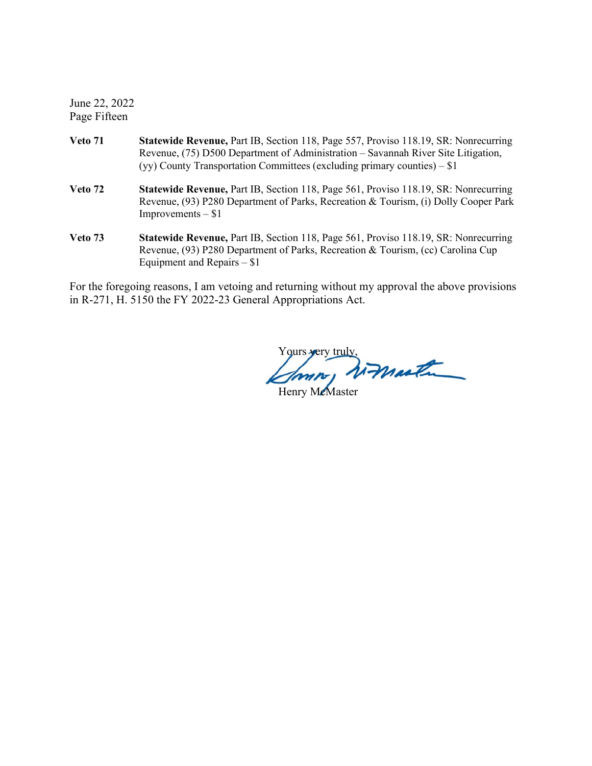June 22, 2022
Page Fifteen

**Veto 71** **Statewide Revenue,** Part IB, Section 118, Page 557, Proviso 118.19, SR: Nonrecurring Revenue, (75) D500 Department of Administration – Savannah River Site Litigation, (yy) County Transportation Committees (excluding primary counties) – $1

**Veto 72** **Statewide Revenue,** Part IB, Section 118, Page 561, Proviso 118.19, SR: Nonrecurring Revenue, (93) P280 Department of Parks, Recreation & Tourism, (i) Dolly Cooper Park Improvements – $1

**Veto 73** **Statewide Revenue,** Part IB, Section 118, Page 561, Proviso 118.19, SR: Nonrecurring Revenue, (93) P280 Department of Parks, Recreation & Tourism, (cc) Carolina Cup Equipment and Repairs – $1

For the foregoing reasons, I am vetoing and returning without my approval the above provisions in R-271, H. 5150 the FY 2022-23 General Appropriations Act.

Yours very truly,

Henry McMaster